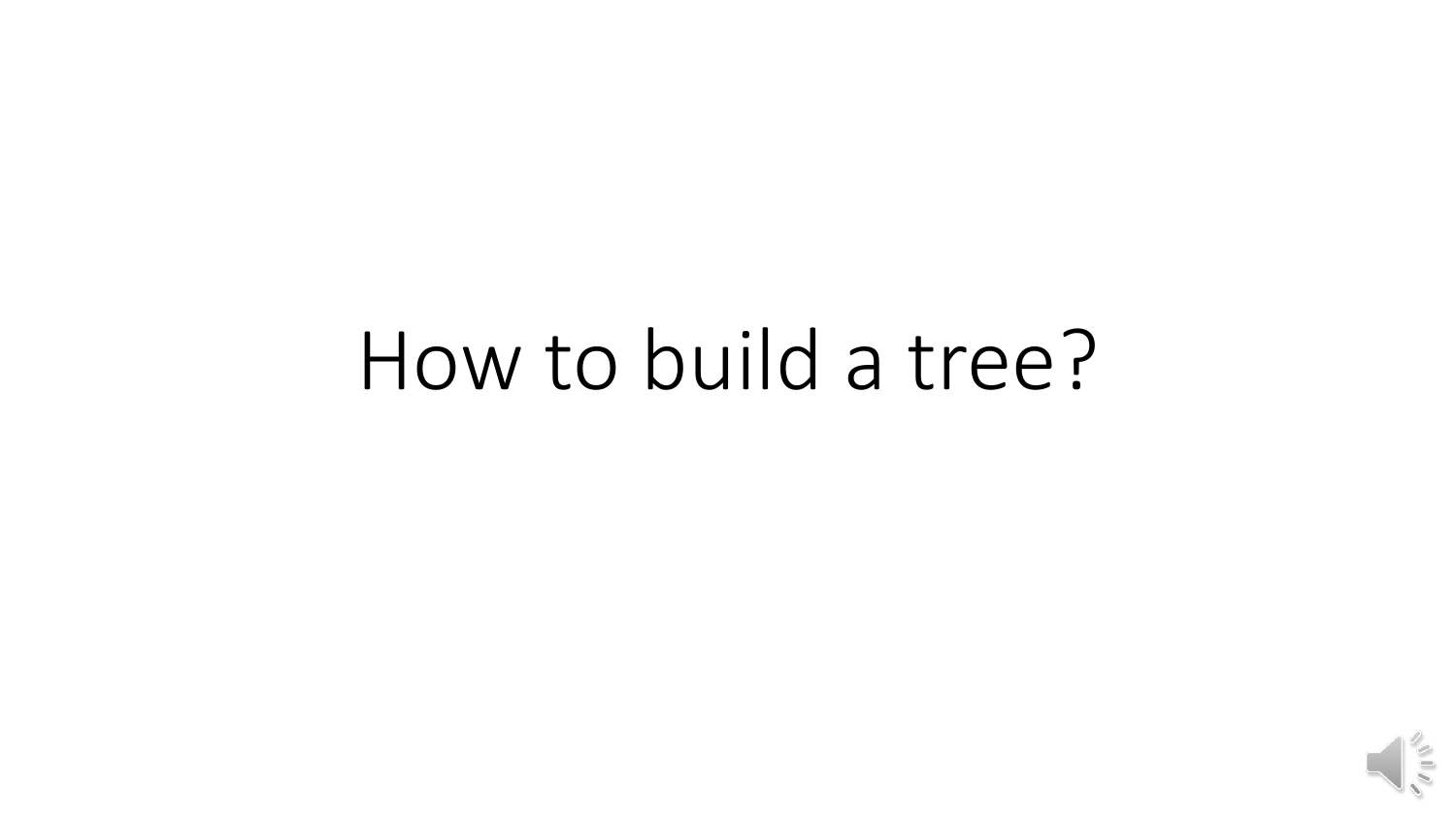# How to build a tree?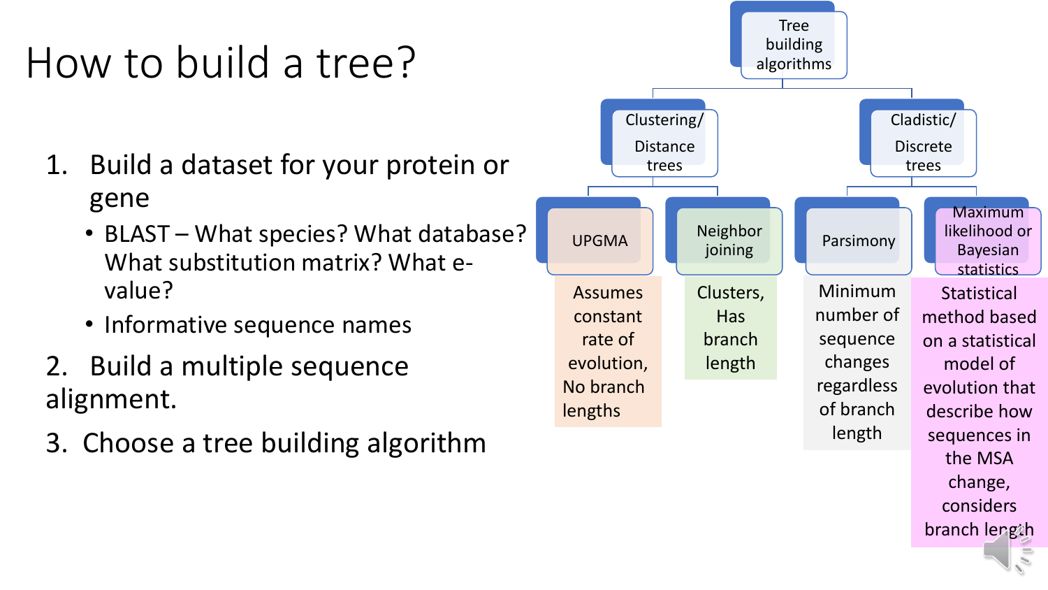# How to build a tree?

1. Build a dataset for your protein or gene
   - BLAST – What species? What database? What substitution matrix? What e-value?
   - Informative sequence names
2. Build a multiple sequence alignment.
3. Choose a tree building algorithm

Tree building algorithms

- Clustering/ Distance trees
  - UPGMA: Assumes constant rate of evolution, No branch lengths
  - Neighbor joining: Clusters, Has branch length
- Cladistic/ Discrete trees
  - Parsimony: Minimum number of sequence changes regardless of branch length
  - Maximum likelihood or Bayesian statistics: Statistical method based on a statistical model of evolution that describe how sequences in the MSA change, considers branch length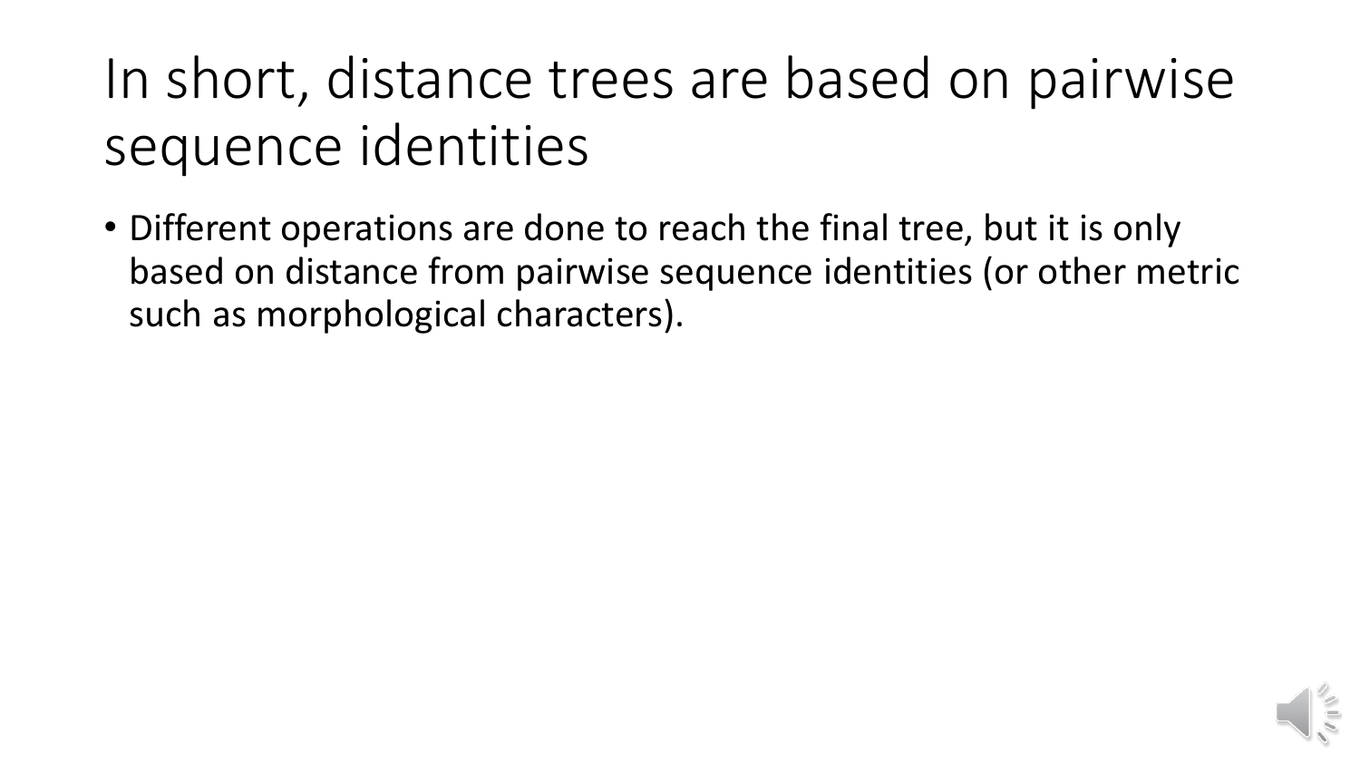# In short, distance trees are based on pairwise sequence identities

- Different operations are done to reach the final tree, but it is only based on distance from pairwise sequence identities (or other metric such as morphological characters).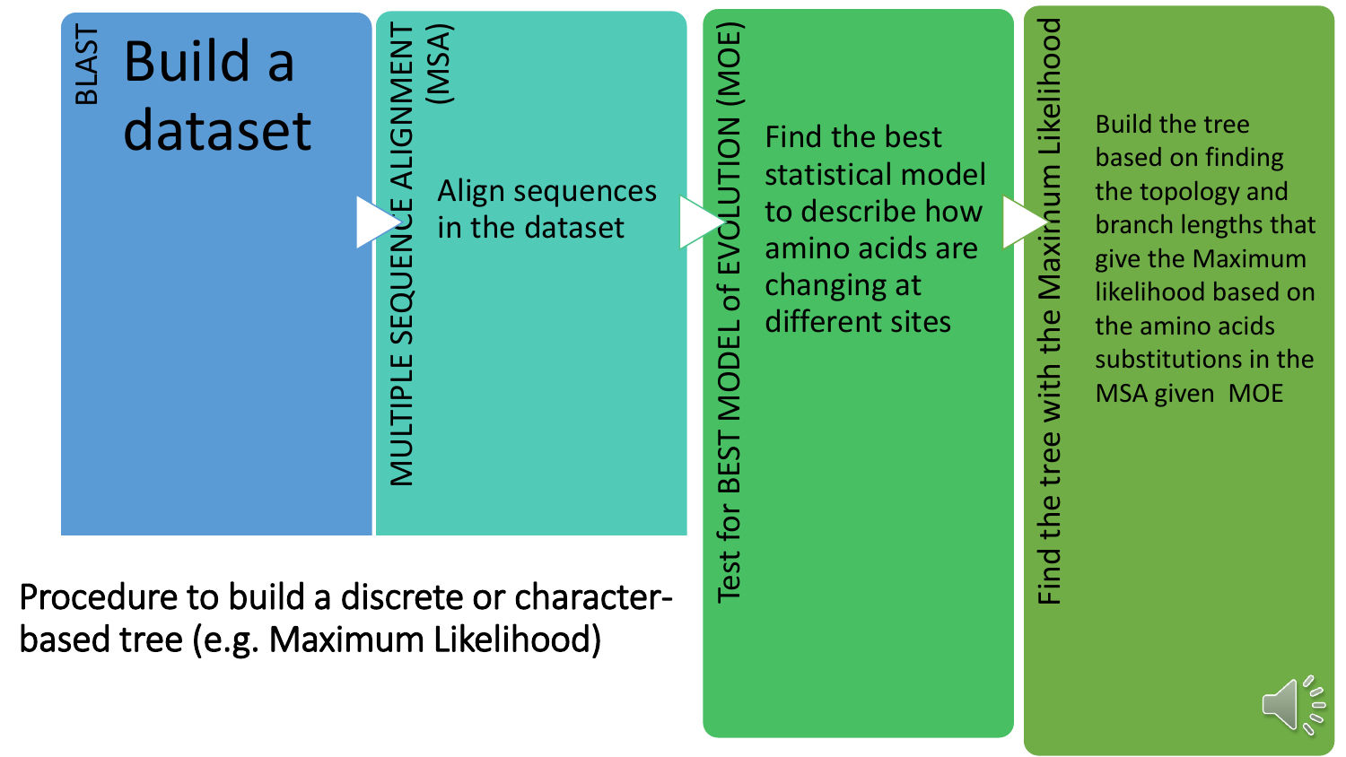## BLAST

**Build a dataset**

## MULTIPLE SEQUENCE ALIGNMENT (MSA)

Align sequences in the dataset

## Test for BEST MODEL of EVOLUTION (MOE)

Find the best statistical model to describe how amino acids are changing at different sites

## Find the tree with the Maximum Likelihood

Build the tree based on finding the topology and branch lengths that give the Maximum likelihood based on the amino acids substitutions in the MSA given MOE

Procedure to build a discrete or character-based tree (e.g. Maximum Likelihood)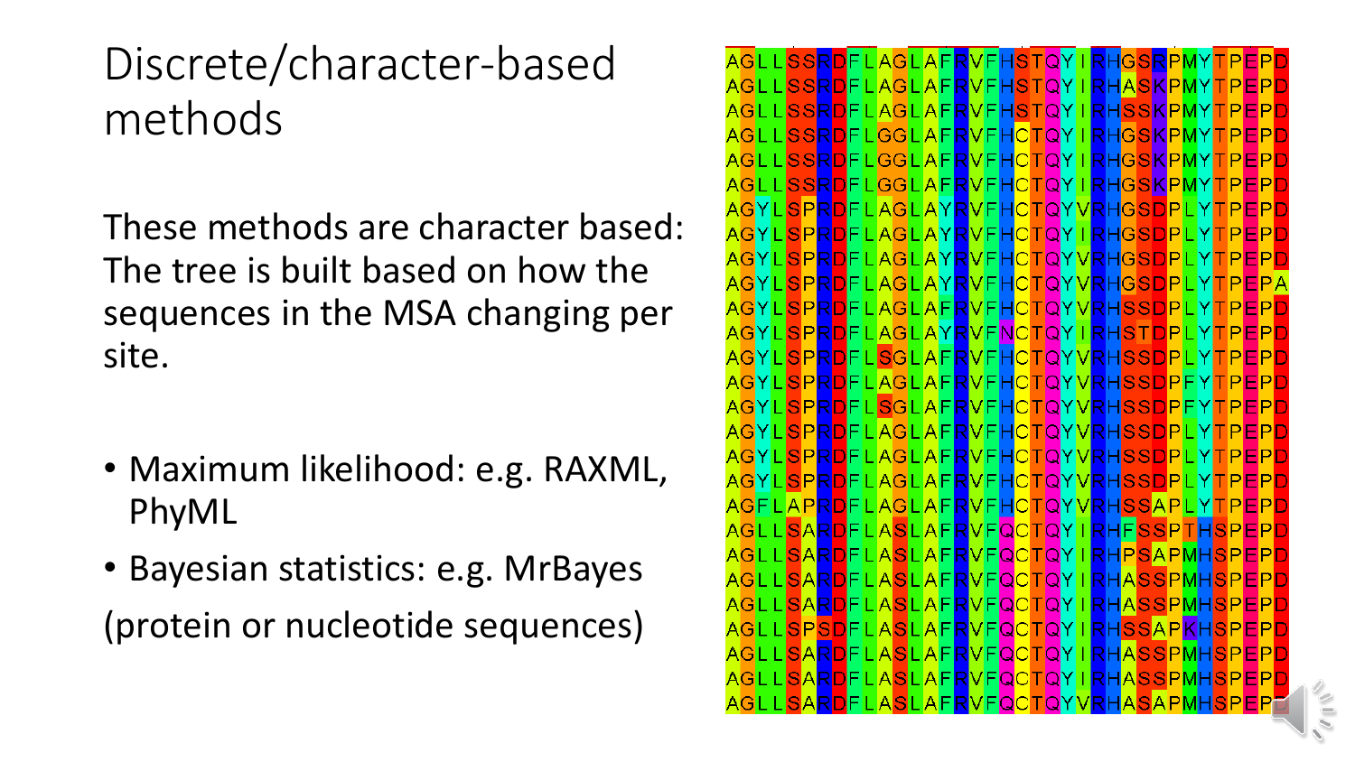# Discrete/character-based methods

These methods are character based: The tree is built based on how the sequences in the MSA changing per site.

- Maximum likelihood: e.g. RAXML, PhyML
- Bayesian statistics: e.g. MrBayes

(protein or nucleotide sequences)

```
AGLLSSRDFLAGLAFRVFHSTQYIRHGSRPMYTPEPD
AGLLSSRDFLAGLAFRVFHSTQYIRHASKPMYTPEPD
AGLLSSRDFLAGLAFRVFHSTQYIRHSSKPMYTPEPD
AGLLSSRDFLGGLAFRVFHCTQYIRHGSKPMYTPEPD
AGLLSSRDFLGGLAFRVFHCTQYIRHGSKPMYTPEPD
AGLLSSRDFLGGLAFRVFHCTQYIRHGSKPMYTPEPD
AGYLSPRDFLAGLAYRVFHCTQYVRHGSDPLYTPEPD
AGYLSPRDFLAGLAYRVFHCTQYIRHGSDPLYTPEPD
AGYLSPRDFLAGLAYRVFHCTQYVRHGSDPLYTPEPD
AGYLSPRDFLAGLAYRVFHCTQYVRHGSDPLYTPEPA
AGYLSPRDFLAGLAFRVFHCTQYVRHSSDPLYTPEPD
AGYLSPRDFLAGLAYRVFNCTQYIRHSTDPLYTPEPD
AGYLSPRDFLSGLAFRVFHCTQYVRHSSDPLYTPEPD
AGYLSPRDFLAGLAFRVFHCTQYVRHSSDPFYTPEPD
AGYLSPRDFLSGLAFRVFHCTQYVRHSSDPFYTPEPD
AGYLSPRDFLAGLAFRVFHCTQYVRHSSDPLYTPEPD
AGYLSPRDFLAGLAFRVFHCTQYVRHSSDPLYTPEPD
AGYLSPRDFLAGLAFRVFHCTQYVRHSSDPLYTPEPD
AGFLAPRDFLAGLAFRVFHCTQYVRHSSAPLYTPEPD
AGLLSARDFLASLAFRVFQCTQYIRHFSSPTHSPEPD
AGLLSARDFLASLAFRVFQCTQYIRHPSAPMHSPEPD
AGLLSARDFLASLAFRVFQCTQYIRHASSPMHSPEPD
AGLLSARDFLASLAFRVFQCTQYIRHASSPMHSPEPD
AGLLSPSDFLASLAFRVFQCTQYIRHSSAPKHSPEPD
AGLLSARDFLASLAFRVFQCTQYIRHASSPMHSPEPD
AGLLSARDFLASLAFRVFQCTQYIRHASSPMHSPEPD
AGLLSARDFLASLAFRVFQCTQYVRHASAPMHSPEPD
```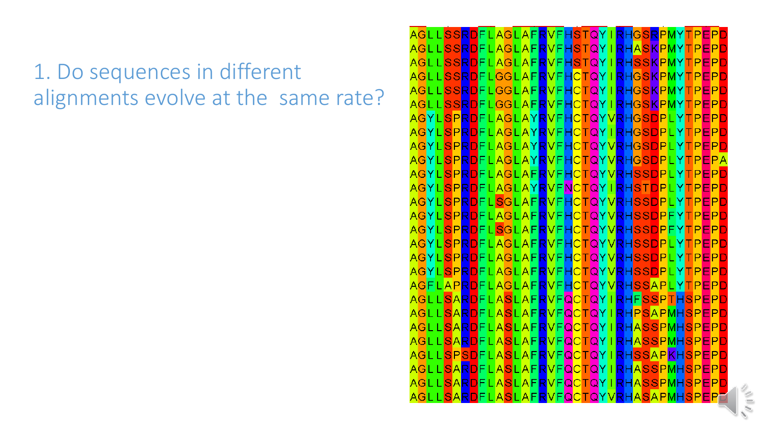1. Do sequences in different alignments evolve at the same rate?

```
AGLLSSRDFLAGLAFRVFHSTQYIRHGSRPMYTPEPD
AGLLSSRDFLAGLAFRVFHSTQYIRHASKPMYTPEPD
AGLLSSRDFLAGLAFRVFHSTQYIRHSSKPMYTPEPD
AGLLSSRDFLGGLAFRVFHCTQYIRHGSKPMYTPEPD
AGLLSSRDFLGGLAFRVFHCTQYIRHGSKPMYTPEPD
AGLLSSRDFLGGLAFRVFHCTQYIRHGSKPMYTPEPD
AGYLSPRDFLAGLAYRVFHCTQYVRHGSDPLYTPEPD
AGYLSPRDFLAGLAYRVFHCTQYIRHGSDPLYTPEPD
AGYLSPRDFLAGLAYRVFHCTQYVRHGSDPLYTPEPD
AGYLSPRDFLAGLAYRVFHCTQYVRHGSDPLYTPEPA
AGYLSPRDFLAGLAFRVFHCTQYVRHSSDPLYTPEPD
AGYLSPRDFLAGLAYRVFNCTQYIRHSTDPLYTPEPD
AGYLSPRDFLSGLAFRVFHCTQYVRHSSDPLYTPEPD
AGYLSPRDFLAGLAFRVFHCTQYVRHSSDPFYTPEPD
AGYLSPRDFLSGLAFRVFHCTQYVRHSSDPFYTPEPD
AGYLSPRDFLAGLAFRVFHCTQYVRHSSDPLYTPEPD
AGYLSPRDFLAGLAFRVFHCTQYVRHSSDPLYTPEPD
AGYLSPRDFLAGLAFRVFHCTQYVRHSSDPLYTPEPD
AGFLAPRDFLAGLAFRVFHCTQYVRHSSAPLYTPEPD
AGLLSARDFLASLAFRVFQCTQYIRHFSSPTHSPEPD
AGLLSARDFLASLAFRVFQCTQYIRHPSAPMHSPEPD
AGLLSARDFLASLAFRVFQCTQYIRHASSPMHSPEPD
AGLLSARDFLASLAFRVFQCTQYIRHASSPMHSPEPD
AGLLSPSDFLASLAFRVFQCTQYIRHSSAPKHSPEPD
AGLLSARDFLASLAFRVFQCTQYIRHASSPMHSPEPD
AGLLSARDFLASLAFRVFQCTQYIRHASSPMHSPEPD
AGLLSARDFLASLAFRVFQCTQYVRHASAPMHSPEPD
```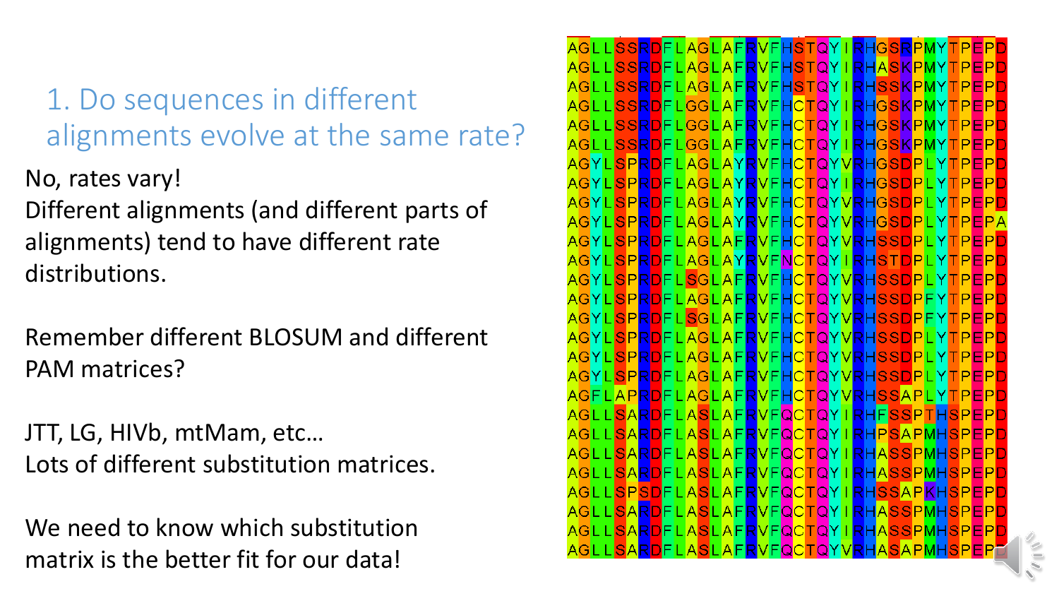# 1. Do sequences in different alignments evolve at the same rate?

No, rates vary!
Different alignments (and different parts of alignments) tend to have different rate distributions.

Remember different BLOSUM and different PAM matrices?

JTT, LG, HIVb, mtMam, etc…
Lots of different substitution matrices.

We need to know which substitution matrix is the better fit for our data!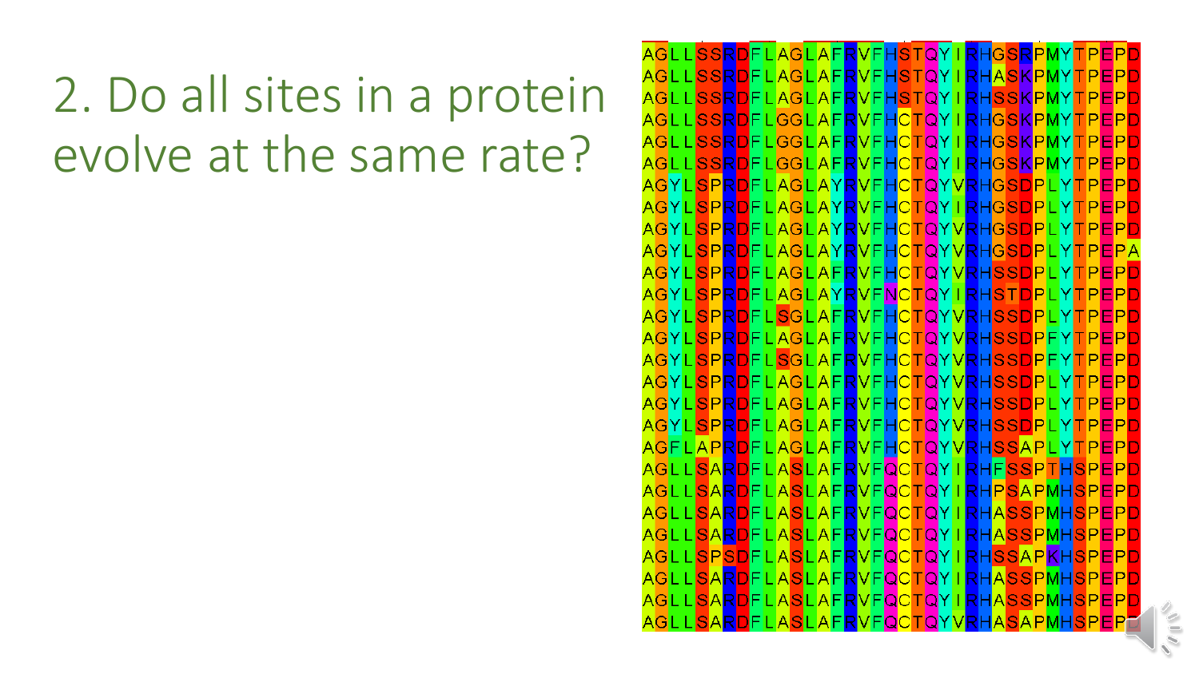# 2. Do all sites in a protein evolve at the same rate?

```
AGLLSSRDFLAGLAFRVFHSTQYIRHGSRPMYTPEPD
AGLLSSRDFLAGLAFRVFHSTQYIRHASKPMYTPEPD
AGLLSSRDFLAGLAFRVFHSTQYIRHSSKPMYTPEPD
AGLLSSRDFLGGLAFRVFHCTQYIRHGSKPMYTPEPD
AGLLSSRDFLGGLAFRVFHCTQYIRHGSKPMYTPEPD
AGLLSSRDFLGGLAFRVFHCTQYIRHGSKPMYTPEPD
AGYLSPRDFLAGLAYRVFHCTQYVRHGSDPLYTPEPD
AGYLSPRDFLAGLAYRVFHCTQYIRHGSDPLYTPEPD
AGYLSPRDFLAGLAYRVFHCTQYVRHGSDPLYTPEPD
AGYLSPRDFLAGLAYRVFHCTQYVRHGSDPLYTPEPA
AGYLSPRDFLAGLAFRVFHCTQYVRHSSDPLYTPEPD
AGYLSPRDFLAGLAYRVFNCTQYIRHSTDPLYTPEPD
AGYLSPRDFLSGLAFRVFHCTQYVRHSSDPLYTPEPD
AGYLSPRDFLAGLAFRVFHCTQYVRHSSDPFYTPEPD
AGYLSPRDFLSGLAFRVFHCTQYVRHSSDPFYTPEPD
AGYLSPRDFLAGLAFRVFHCTQYVRHSSDPLYTPEPD
AGYLSPRDFLAGLAFRVFHCTQYVRHSSDPLYTPEPD
AGYLSPRDFLAGLAFRVFHCTQYVRHSSDPLYTPEPD
AGFLAPRDFLAGLAFRVFHCTQYVRHSSAPLYTPEPD
AGLLSARDFLASLAFRVFQCTQYIRHFSSPTHSPEPD
AGLLSARDFLASLAFRVFQCTQYIRHPSAPMHSPEPD
AGLLSARDFLASLAFRVFQCTQYIRHASSPMHSPEPD
AGLLSARDFLASLAFRVFQCTQYIRHASSPMHSPEPD
AGLLSPSDFLASLAFRVFQCTQYIRHSSAPKHSPEPD
AGLLSARDFLASLAFRVFQCTQYIRHASSPMHSPEPD
AGLLSARDFLASLAFRVFQCTQYIRHASSPMHSPEPD
AGLLSARDFLASLAFRVFQCTQYVRHASAPMHSPEPD
```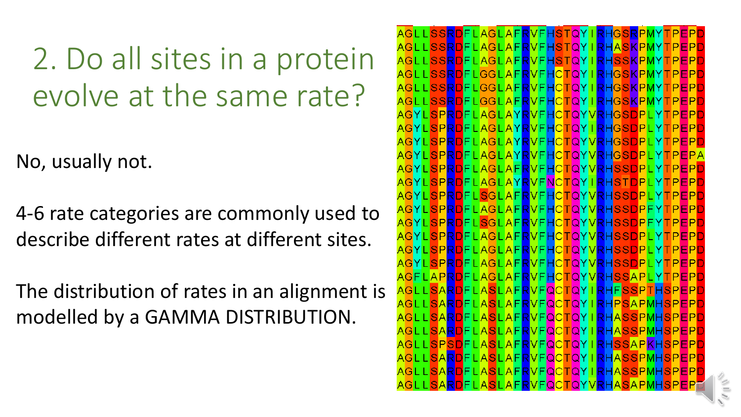# 2. Do all sites in a protein evolve at the same rate?

No, usually not.

4-6 rate categories are commonly used to describe different rates at different sites.

The distribution of rates in an alignment is modelled by a GAMMA DISTRIBUTION.

```
AGLLSSRDFLAGLAFRVFHSTQYIRHGSRPMYTPEPD
AGLLSSRDFLAGLAFRVFHSTQYIRHASKPMYTPEPD
AGLLSSRDFLAGLAFRVFHSTQYIRHSSKPMYTPEPD
AGLLSSRDFLGGLAFRVFHCTQYIRHGSKPMYTPEPD
AGLLSSRDFLGGLAFRVFHCTQYIRHGSKPMYTPEPD
AGLLSSRDFLGGLAFRVFHCTQYIRHGSKPMYTPEPD
AGYLSPRDFLAGLAYRVFHCTQYVRHGSDPLYTPEPD
AGYLSPRDFLAGLAYRVFHCTQYIRHGSDPLYTPEPD
AGYLSPRDFLAGLAYRVFHCTQYVRHGSDPLYTPEPD
AGYLSPRDFLAGLAYRVFHCTQYVRHGSDPLYTPEPA
AGYLSPRDFLAGLAFRVFHCTQYVRHSSDPLYTPEPD
AGYLSPRDFLAGLAYRVFNCTQYIRHSTDPLYTPEPD
AGYLSPRDFLSGLAFRVFHCTQYVRHSSDPLYTPEPD
AGYLSPRDFLAGLAFRVFHCTQYVRHSSDPFYTPEPD
AGYLSPRDFLSGLAFRVFHCTQYVRHSSDPFYTPEPD
AGYLSPRDFLAGLAFRVFHCTQYVRHSSDPLYTPEPD
AGYLSPRDFLAGLAFRVFHCTQYVRHSSDPLYTPEPD
AGYLSPRDFLAGLAFRVFHCTQYVRHSSDPLYTPEPD
AGFLAPRDFLAGLAFRVFHCTQYVRHSSAPLYTPEPD
AGLLSARDFLASLAFRVFQCTQYIRHFSSPTHSPEPD
AGLLSARDFLASLAFRVFQCTQYIRHPSAPMHSPEPD
AGLLSARDFLASLAFRVFQCTQYIRHASSPMHSPEPD
AGLLSARDFLASLAFRVFQCTQYIRHASSPMHSPEPD
AGLLSPSDFLASLAFRVFQCTQYIRHSSAPKHSPEPD
AGLLSARDFLASLAFRVFQCTQYIRHASSPMHSPEPD
AGLLSARDFLASLAFRVFQCTQYIRHASSPMHSPEPD
AGLLSARDFLASLAFRVFQCTQYVRHASAPMHSPEPD
```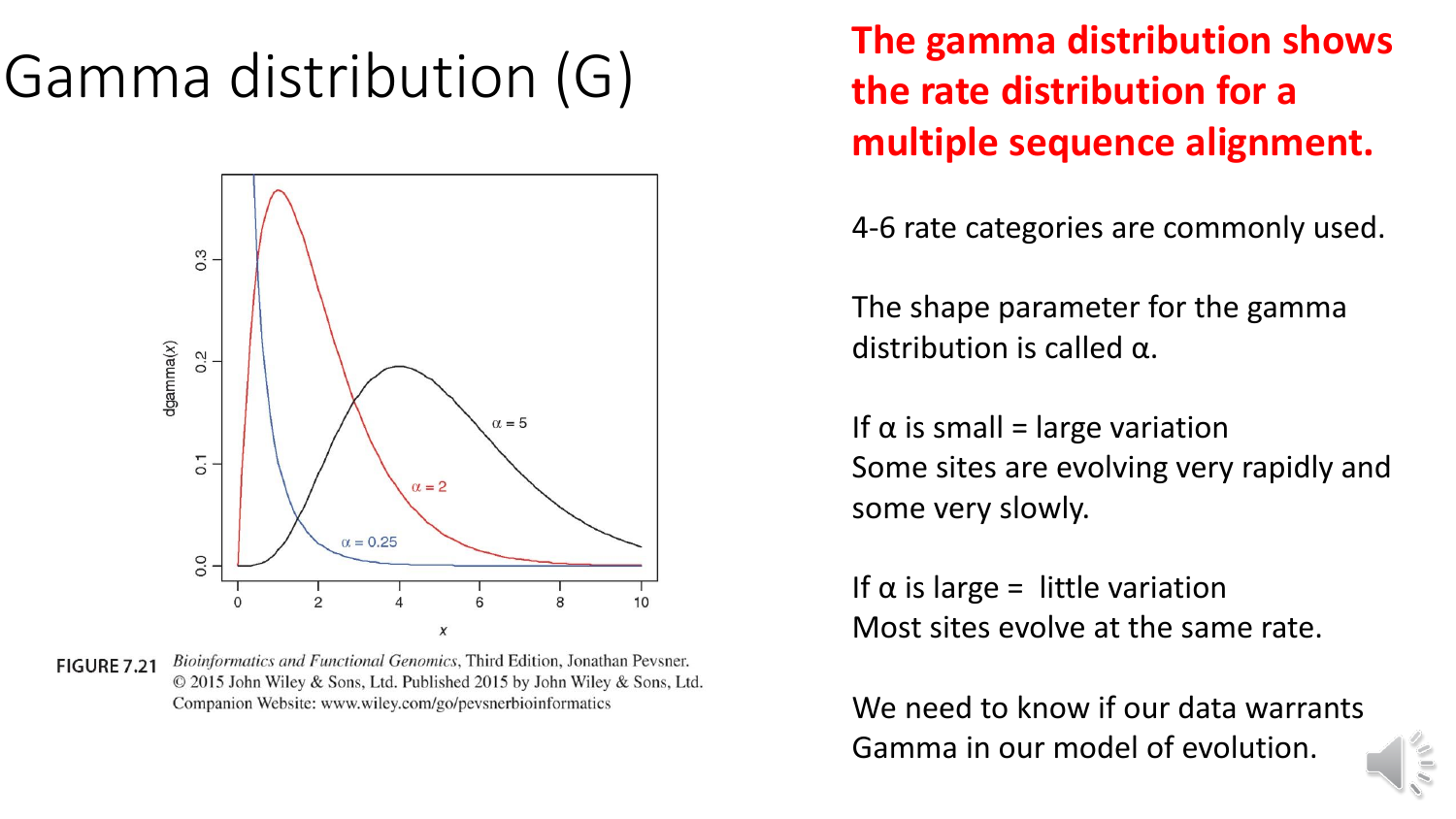# Gamma distribution (G)

FIGURE 7.21 *Bioinformatics and Functional Genomics*, Third Edition, Jonathan Pevsner. © 2015 John Wiley & Sons, Ltd. Published 2015 by John Wiley & Sons, Ltd. Companion Website: www.wiley.com/go/pevsnerbioinformatics

**The gamma distribution shows the rate distribution for a multiple sequence alignment.**

4-6 rate categories are commonly used.

The shape parameter for the gamma distribution is called α.

If α is small = large variation
Some sites are evolving very rapidly and some very slowly.

If α is large = little variation
Most sites evolve at the same rate.

We need to know if our data warrants Gamma in our model of evolution.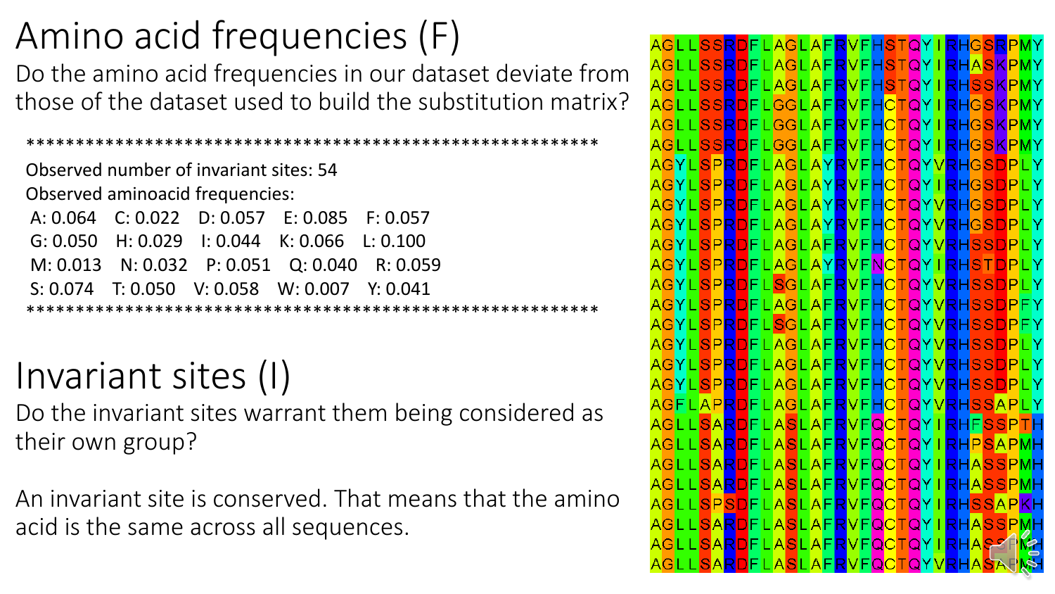# Amino acid frequencies (F)

Do the amino acid frequencies in our dataset deviate from those of the dataset used to build the substitution matrix?

```
************************************************************
Observed number of invariant sites: 54
Observed aminoacid frequencies:
 A: 0.064   C: 0.022   D: 0.057   E: 0.085   F: 0.057
 G: 0.050   H: 0.029   I: 0.044   K: 0.066   L: 0.100
 M: 0.013   N: 0.032   P: 0.051   Q: 0.040   R: 0.059
 S: 0.074   T: 0.050   V: 0.058   W: 0.007   Y: 0.041
************************************************************
```

# Invariant sites (I)

Do the invariant sites warrant them being considered as their own group?

An invariant site is conserved. That means that the amino acid is the same across all sequences.

```
AGLLSSRDFLAGLAFRVFHSTQYIRHGSRPMY
AGLLSSRDFLAGLAFRVFHSTQYIRHASKPMY
AGLLSSRDFLAGLAFRVFHSTQYIRHSSKPMY
AGLLSSRDFLGGLAFRVFHCTQYIRHGSKPMY
AGLLSSRDFLGGLAFRVFHCTQYIRHGSKPMY
AGLLSSRDFLGGLAFRVFHCTQYIRHGSKPMY
AGYLSPRDFLAGLAYRVFHCTQYVRHGSDPLY
AGYLSPRDFLAGLAYRVFHCTQYIRHGSDPLY
AGYLSPRDFLAGLAYRVFHCTQYVRHGSDPLY
AGYLSPRDFLAGLAYRVFHCTQYVRHGSDPLY
AGYLSPRDFLAGLAFRVFHCTQYVRHSSDPLY
AGYLSPRDFLAGLAYRVFNCTQYIRHSTDPLY
AGYLSPRDFLSGLAFRVFHCTQYVRHSSDPLY
AGYLSPRDFLAGLAFRVFHCTQYVRHSSDPFY
AGYLSPRDFLSGLAFRVFHCTQYVRHSSDPFY
AGYLSPRDFLAGLAFRVFHCTQYVRHSSDPLY
AGYLSPRDFLAGLAFRVFHCTQYVRHSSDPLY
AGYLSPRDFLAGLAFRVFHCTQYVRHSSDPLY
AGFLAPRDFLAGLAFRVFHCTQYVRHSSAPLY
AGLLSARDFLASLAFRVFQCTQYIRHFSSPTH
AGLLSARDFLASLAFRVFQCTQYIRHPSAPMH
AGLLSARDFLASLAFRVFQCTQYIRHASSPMH
AGLLSARDFLASLAFRVFQCTQYIRHASSPMH
AGLLSPSDFLASLAFRVFQCTQYIRHSSAPKH
AGLLSARDFLASLAFRVFQCTQYIRHASSPMH
AGLLSARDFLASLAFRVFQCTQYIRHASSPMH
AGLLSARDFLASLAFRVFQCTQYVRHASAPKH
```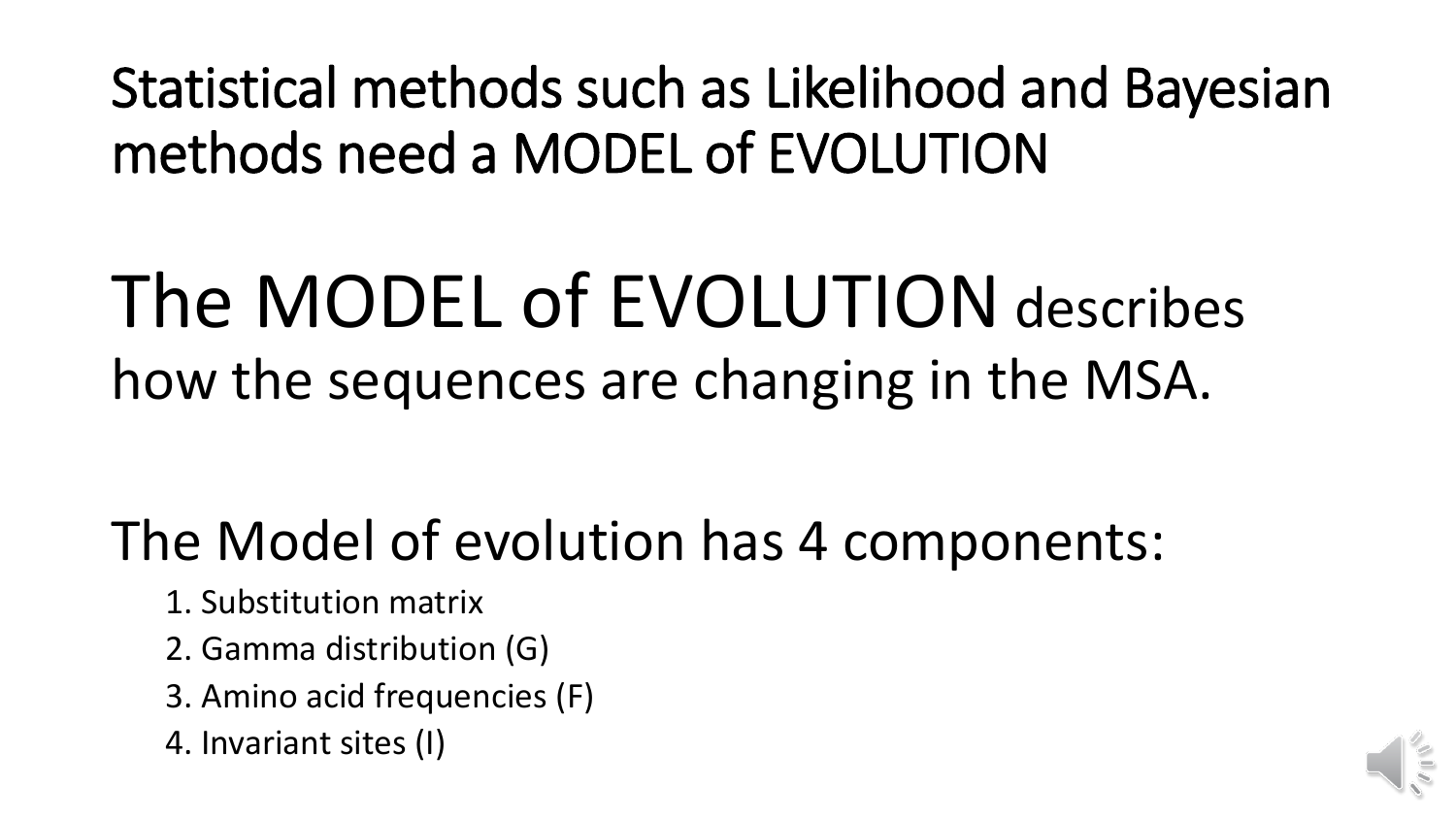# Statistical methods such as Likelihood and Bayesian methods need a MODEL of EVOLUTION

The MODEL of EVOLUTION describes how the sequences are changing in the MSA.

The Model of evolution has 4 components:

1. Substitution matrix
2. Gamma distribution (G)
3. Amino acid frequencies (F)
4. Invariant sites (I)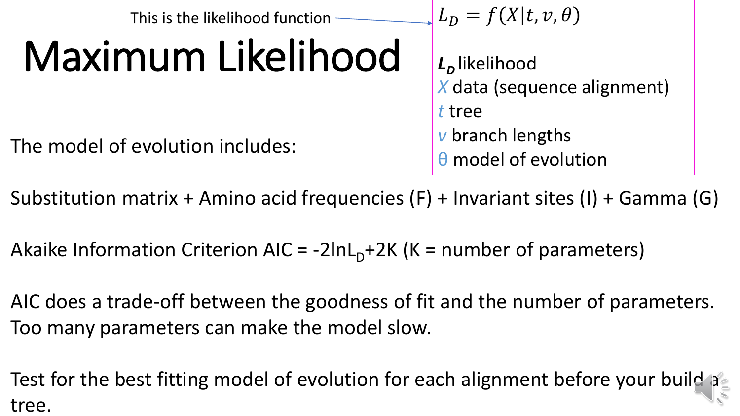# Maximum Likelihood

This is the likelihood function → $L_D = f(X|t, v, \theta)$

***$L_D$*** likelihood
*X* data (sequence alignment)
*t* tree
*v* branch lengths
θ model of evolution

The model of evolution includes:

Substitution matrix + Amino acid frequencies (F) + Invariant sites (I) + Gamma (G)

Akaike Information Criterion AIC = $-2\ln L_D + 2K$ (K = number of parameters)

AIC does a trade-off between the goodness of fit and the number of parameters. Too many parameters can make the model slow.

Test for the best fitting model of evolution for each alignment before your build a tree.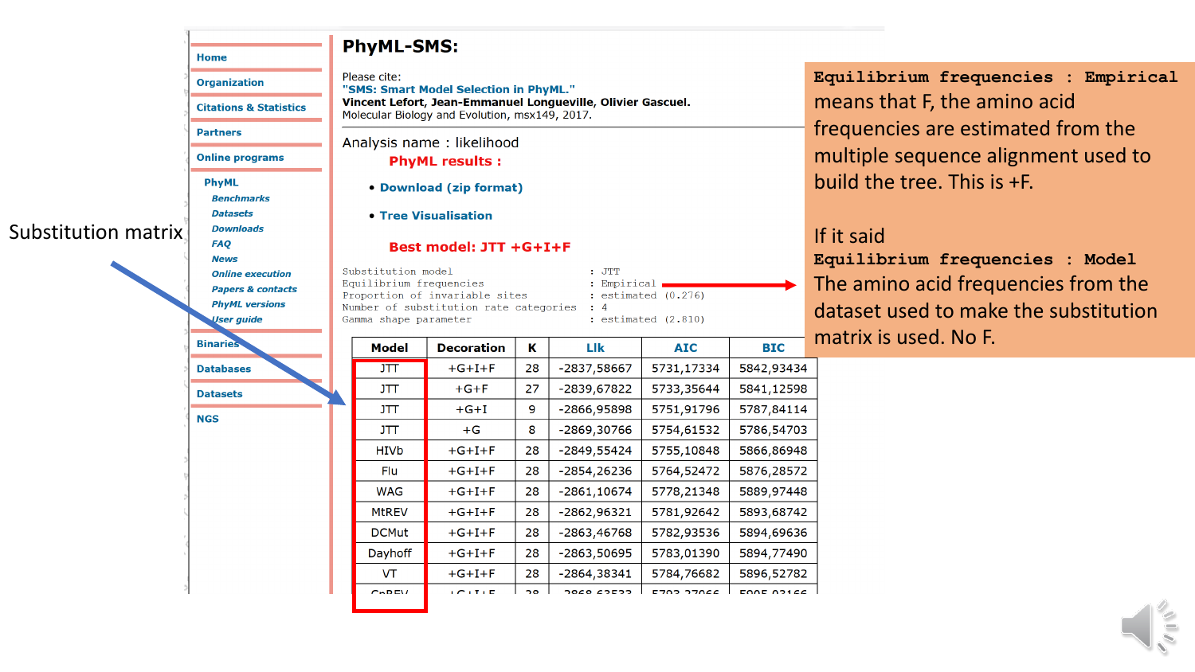Home
Organization
Citations & Statistics
Partners
Online programs

PhyML
- *Benchmarks*
- *Datasets*
- *Downloads*
- *FAQ*
- *News*
- *Online execution*
- *Papers & contacts*
- *PhyML versions*
- *User guide*

Binaries
Databases
Datasets
NGS

# PhyML-SMS:

Please cite:
**"SMS: Smart Model Selection in PhyML."**
**Vincent Lefort, Jean-Emmanuel Longueville, Olivier Gascuel.**
Molecular Biology and Evolution, msx149, 2017.

Analysis name : likelihood

**PhyML results :**

- **Download (zip format)**
- **Tree Visualisation**

**Best model: JTT +G+I+F**

```
Substitution model                        : JTT
Equilibrium frequencies                   : Empirical
Proportion of invariable sites            : estimated (0.276)
Number of substitution rate categories    : 4
Gamma shape parameter                     : estimated (2.810)
```

Substitution matrix

| Model | Decoration | K | Llk | AIC | BIC |
|---|---|---|---|---|---|
| JTT | +G+I+F | 28 | -2837,58667 | 5731,17334 | 5842,93434 |
| JTT | +G+F | 27 | -2839,67822 | 5733,35644 | 5841,12598 |
| JTT | +G+I | 9 | -2866,95898 | 5751,91796 | 5787,84114 |
| JTT | +G | 8 | -2869,30766 | 5754,61532 | 5786,54703 |
| HIVb | +G+I+F | 28 | -2849,55424 | 5755,10848 | 5866,86948 |
| Flu | +G+I+F | 28 | -2854,26236 | 5764,52472 | 5876,28572 |
| WAG | +G+I+F | 28 | -2861,10674 | 5778,21348 | 5889,97448 |
| MtREV | +G+I+F | 28 | -2862,96321 | 5781,92642 | 5893,68742 |
| DCMut | +G+I+F | 28 | -2863,46768 | 5782,93536 | 5894,69636 |
| Dayhoff | +G+I+F | 28 | -2863,50695 | 5783,01390 | 5894,77490 |
| VT | +G+I+F | 28 | -2864,38341 | 5784,76682 | 5896,52782 |
| CpREV | +G+I+F | 28 | -2868,63533 | 5793,27066 | 5905,03166 |

`Equilibrium frequencies : Empirical` means that F, the amino acid frequencies are estimated from the multiple sequence alignment used to build the tree. This is +F.

If it said
`Equilibrium frequencies : Model`
The amino acid frequencies from the dataset used to make the substitution matrix is used. No F.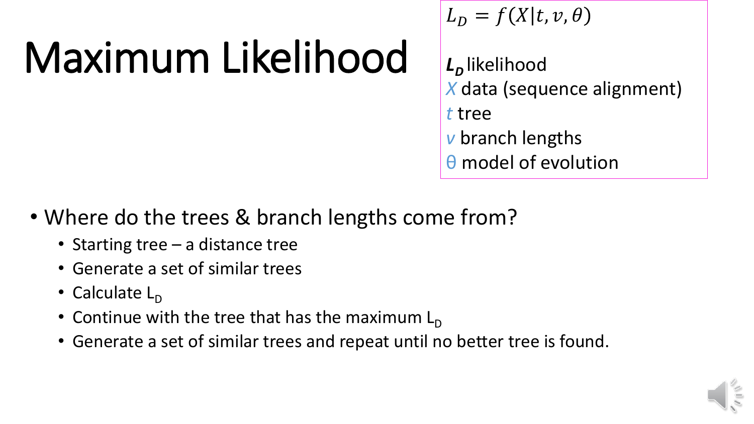# Maximum Likelihood

$$L_D = f(X|t, v, \theta)$$

***$L_D$*** likelihood
*X* data (sequence alignment)
*t* tree
*v* branch lengths
θ model of evolution

- Where do the trees & branch lengths come from?
  - Starting tree – a distance tree
  - Generate a set of similar trees
  - Calculate $L_D$
  - Continue with the tree that has the maximum $L_D$
  - Generate a set of similar trees and repeat until no better tree is found.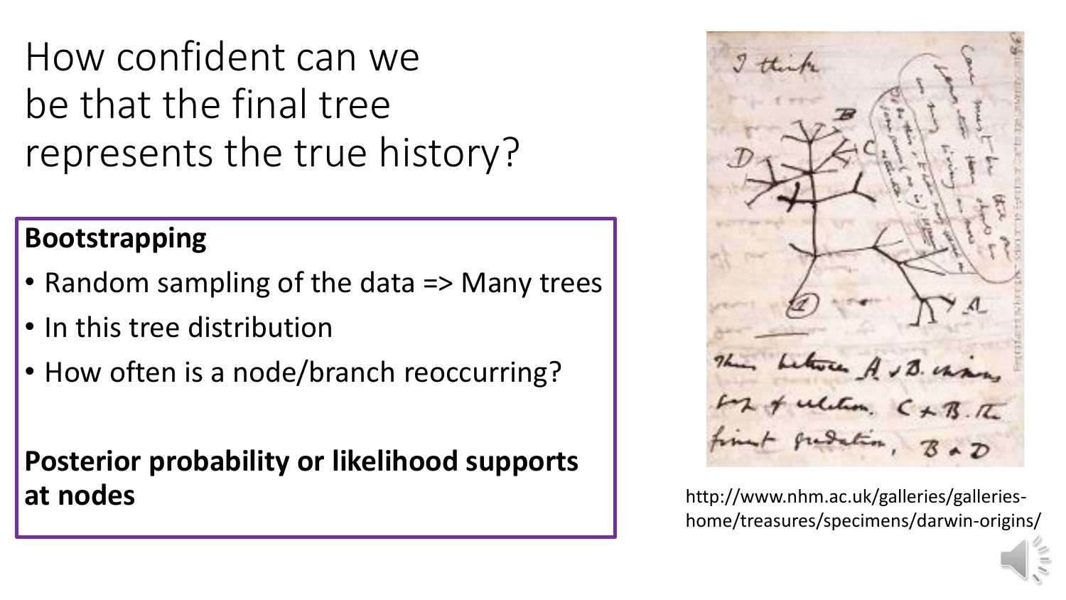# How confident can we be that the final tree represents the true history?

**Bootstrapping**

- Random sampling of the data => Many trees
- In this tree distribution
- How often is a node/branch reoccurring?

**Posterior probability or likelihood supports at nodes**

http://www.nhm.ac.uk/galleries/galleries-home/treasures/specimens/darwin-origins/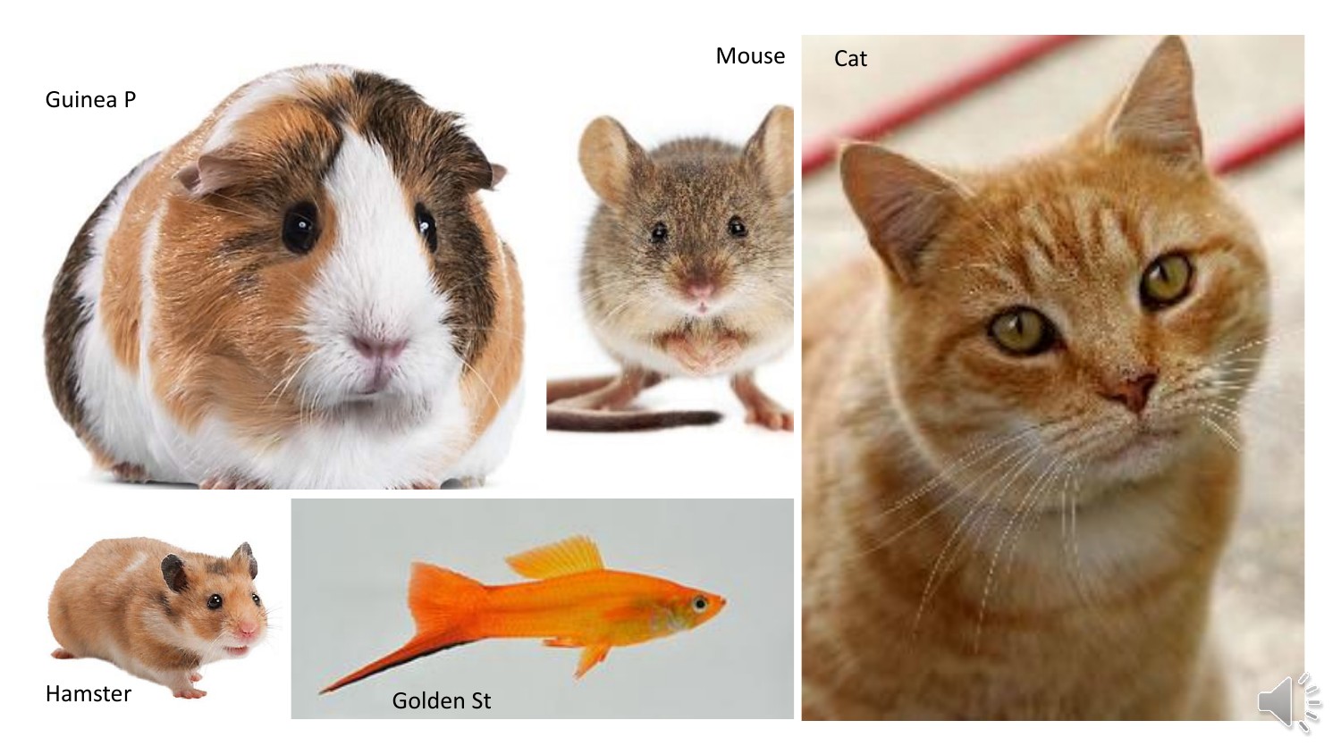Guinea P

Mouse

Cat

Hamster

Golden St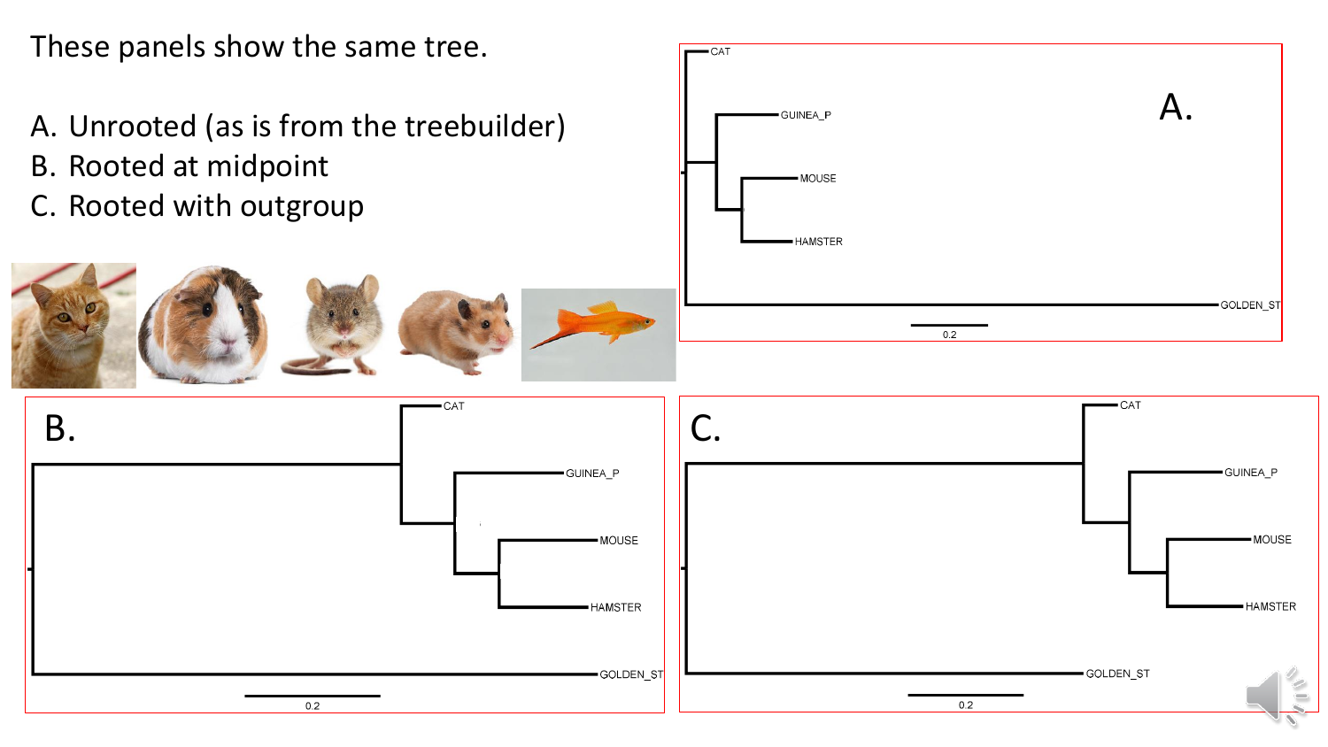These panels show the same tree.

A. Unrooted (as is from the treebuilder)
B. Rooted at midpoint
C. Rooted with outgroup

A.

CAT
GUINEA_P
MOUSE
HAMSTER
GOLDEN_ST
0.2

B.

CAT
GUINEA_P
MOUSE
HAMSTER
GOLDEN_ST
0.2

C.

CAT
GUINEA_P
MOUSE
HAMSTER
GOLDEN_ST
0.2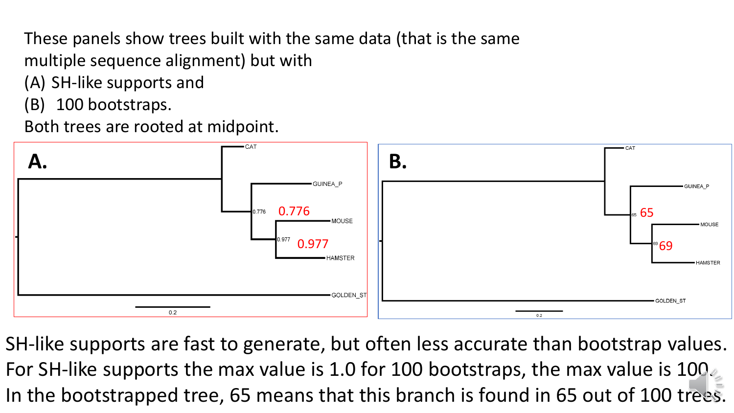These panels show trees built with the same data (that is the same multiple sequence alignment) but with

(A) SH-like supports and

(B) 100 bootstraps.

Both trees are rooted at midpoint.

A.

CAT

GUINEA_P

0.776 0.776

MOUSE

0.977 0.977

HAMSTER

GOLDEN_ST

0.2

B.

CAT

GUINEA_P

65 65

MOUSE

69 69

HAMSTER

GOLDEN_ST

0.2

SH-like supports are fast to generate, but often less accurate than bootstrap values. For SH-like supports the max value is 1.0 for 100 bootstraps, the max value is 100. In the bootstrapped tree, 65 means that this branch is found in 65 out of 100 trees.